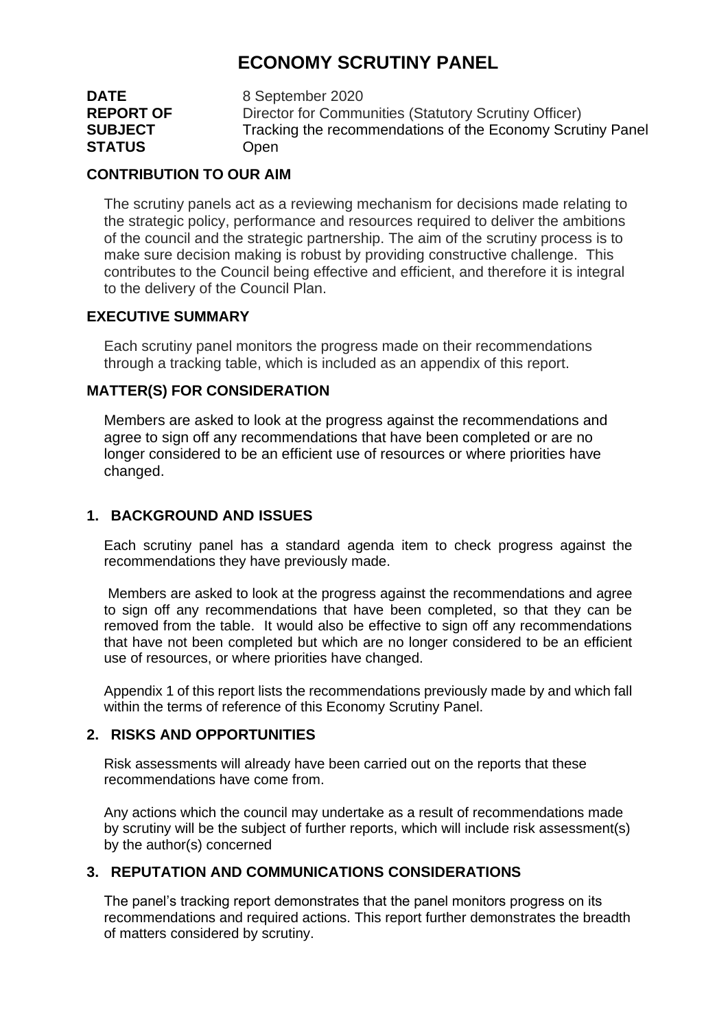# ECONOMY SCRUTINY PANEL

**DATE** 8 September 2020
**REPORT OF** Director for Communities (Statutory Scrutiny Officer)
**SUBJECT** Tracking the recommendations of the Economy Scrutiny Panel
**STATUS** Open

## CONTRIBUTION TO OUR AIM

The scrutiny panels act as a reviewing mechanism for decisions made relating to the strategic policy, performance and resources required to deliver the ambitions of the council and the strategic partnership. The aim of the scrutiny process is to make sure decision making is robust by providing constructive challenge. This contributes to the Council being effective and efficient, and therefore it is integral to the delivery of the Council Plan.

## EXECUTIVE SUMMARY

Each scrutiny panel monitors the progress made on their recommendations through a tracking table, which is included as an appendix of this report.

## MATTER(S) FOR CONSIDERATION

Members are asked to look at the progress against the recommendations and agree to sign off any recommendations that have been completed or are no longer considered to be an efficient use of resources or where priorities have changed.

## 1. BACKGROUND AND ISSUES

Each scrutiny panel has a standard agenda item to check progress against the recommendations they have previously made.

Members are asked to look at the progress against the recommendations and agree to sign off any recommendations that have been completed, so that they can be removed from the table. It would also be effective to sign off any recommendations that have not been completed but which are no longer considered to be an efficient use of resources, or where priorities have changed.

Appendix 1 of this report lists the recommendations previously made by and which fall within the terms of reference of this Economy Scrutiny Panel.

## 2. RISKS AND OPPORTUNITIES

Risk assessments will already have been carried out on the reports that these recommendations have come from.

Any actions which the council may undertake as a result of recommendations made by scrutiny will be the subject of further reports, which will include risk assessment(s) by the author(s) concerned

## 3. REPUTATION AND COMMUNICATIONS CONSIDERATIONS

The panel's tracking report demonstrates that the panel monitors progress on its recommendations and required actions. This report further demonstrates the breadth of matters considered by scrutiny.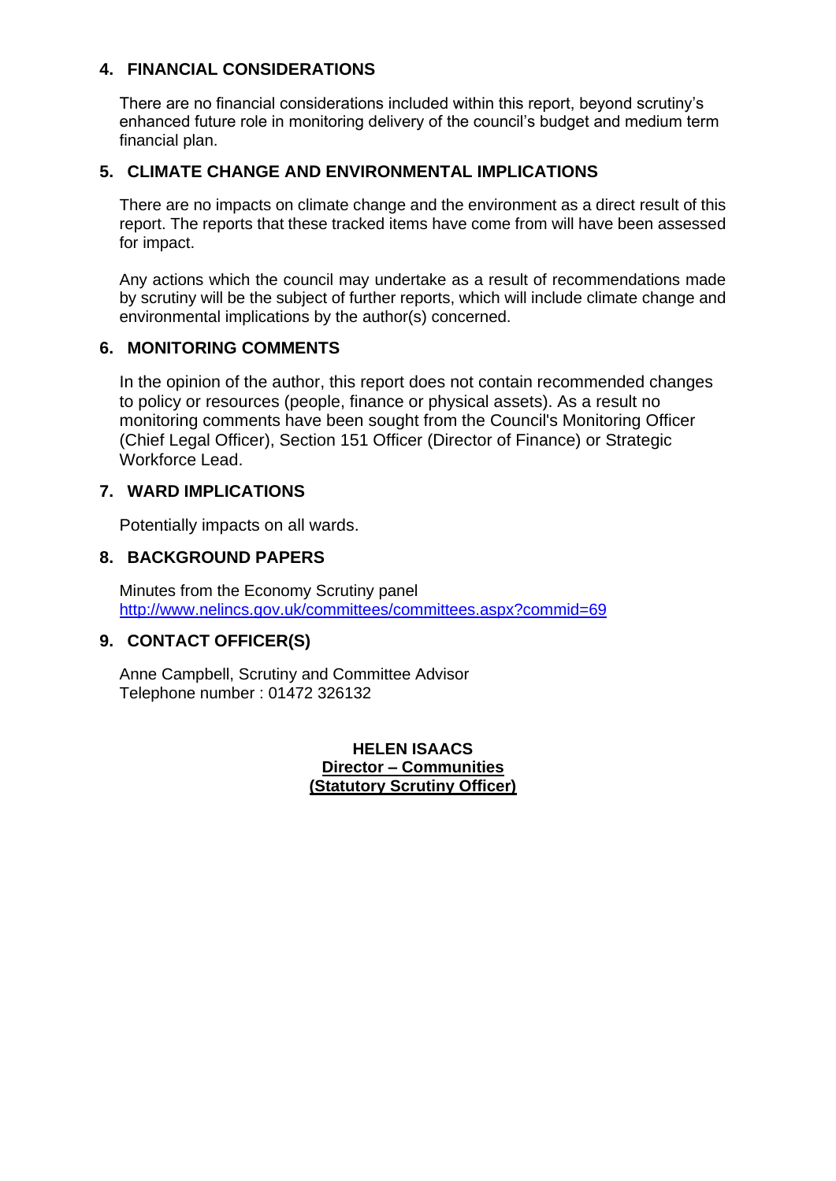## 4. FINANCIAL CONSIDERATIONS

There are no financial considerations included within this report, beyond scrutiny's enhanced future role in monitoring delivery of the council's budget and medium term financial plan.

## 5. CLIMATE CHANGE AND ENVIRONMENTAL IMPLICATIONS

There are no impacts on climate change and the environment as a direct result of this report. The reports that these tracked items have come from will have been assessed for impact.

Any actions which the council may undertake as a result of recommendations made by scrutiny will be the subject of further reports, which will include climate change and environmental implications by the author(s) concerned.

## 6. MONITORING COMMENTS

In the opinion of the author, this report does not contain recommended changes to policy or resources (people, finance or physical assets). As a result no monitoring comments have been sought from the Council's Monitoring Officer (Chief Legal Officer), Section 151 Officer (Director of Finance) or Strategic Workforce Lead.

## 7. WARD IMPLICATIONS

Potentially impacts on all wards.

## 8. BACKGROUND PAPERS

Minutes from the Economy Scrutiny panel
http://www.nelincs.gov.uk/committees/committees.aspx?commid=69

## 9. CONTACT OFFICER(S)

Anne Campbell, Scrutiny and Committee Advisor
Telephone number : 01472 326132

**HELEN ISAACS**
**Director – Communities**
**(Statutory Scrutiny Officer)**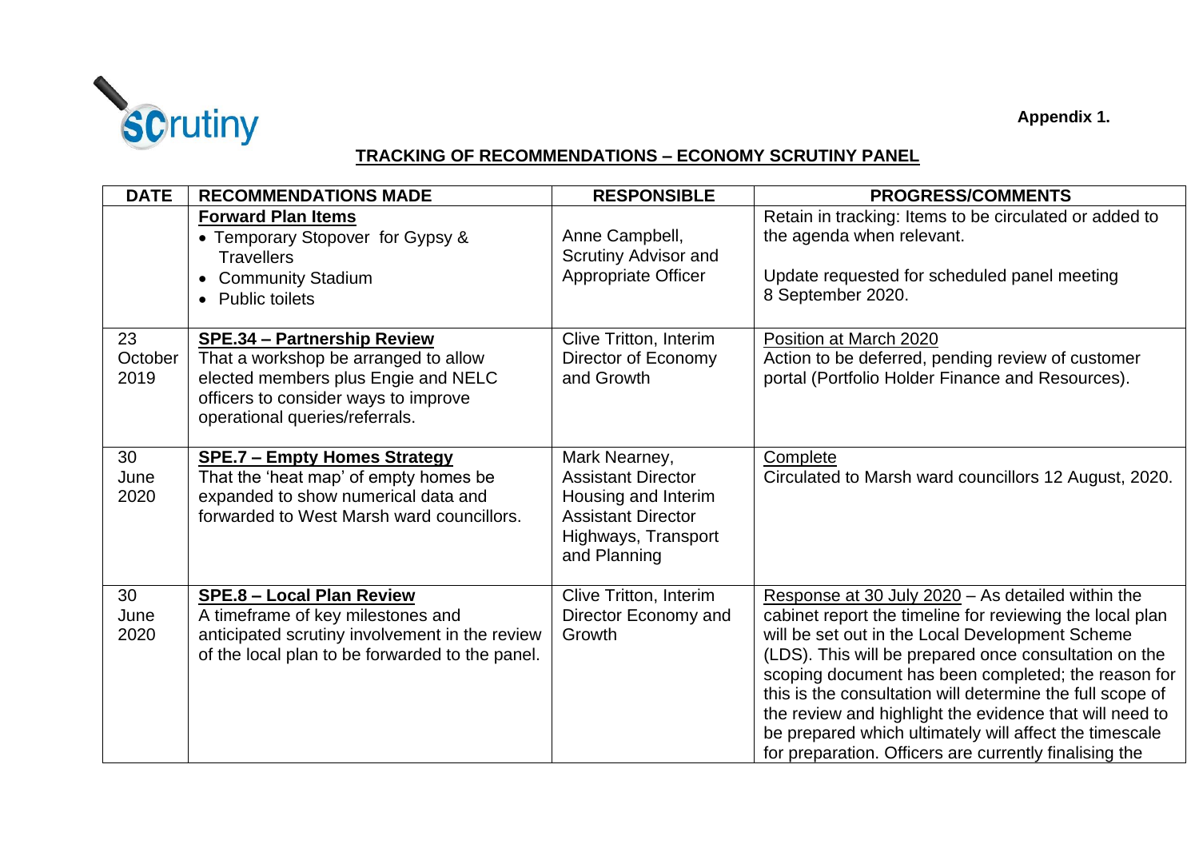Appendix 1.

## TRACKING OF RECOMMENDATIONS – ECONOMY SCRUTINY PANEL

| DATE | RECOMMENDATIONS MADE | RESPONSIBLE | PROGRESS/COMMENTS |
|---|---|---|---|
| | **Forward Plan Items**<br>• Temporary Stopover for Gypsy & Travellers<br>• Community Stadium<br>• Public toilets | Anne Campbell, Scrutiny Advisor and Appropriate Officer | Retain in tracking: Items to be circulated or added to the agenda when relevant.<br><br>Update requested for scheduled panel meeting 8 September 2020. |
| 23 October 2019 | **SPE.34 – Partnership Review**<br>That a workshop be arranged to allow elected members plus Engie and NELC officers to consider ways to improve operational queries/referrals. | Clive Tritton, Interim Director of Economy and Growth | Position at March 2020<br>Action to be deferred, pending review of customer portal (Portfolio Holder Finance and Resources). |
| 30 June 2020 | **SPE.7 – Empty Homes Strategy**<br>That the 'heat map' of empty homes be expanded to show numerical data and forwarded to West Marsh ward councillors. | Mark Nearney, Assistant Director Housing and Interim Assistant Director Highways, Transport and Planning | Complete<br>Circulated to Marsh ward councillors 12 August, 2020. |
| 30 June 2020 | **SPE.8 – Local Plan Review**<br>A timeframe of key milestones and anticipated scrutiny involvement in the review of the local plan to be forwarded to the panel. | Clive Tritton, Interim Director Economy and Growth | Response at 30 July 2020 – As detailed within the cabinet report the timeline for reviewing the local plan will be set out in the Local Development Scheme (LDS). This will be prepared once consultation on the scoping document has been completed; the reason for this is the consultation will determine the full scope of the review and highlight the evidence that will need to be prepared which ultimately will affect the timescale for preparation. Officers are currently finalising the |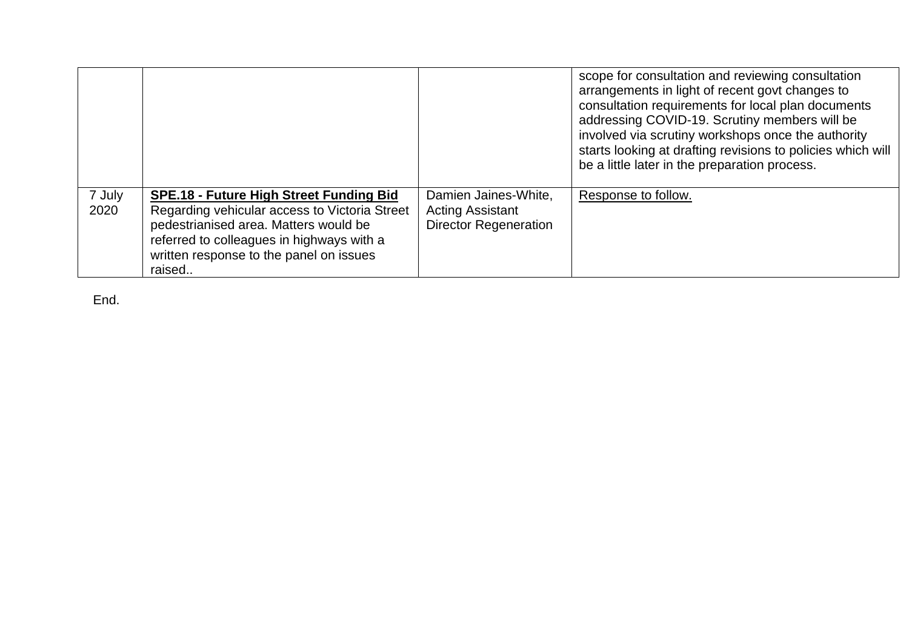| | | | |
|---|---|---|---|
| | | | scope for consultation and reviewing consultation arrangements in light of recent govt changes to consultation requirements for local plan documents addressing COVID-19. Scrutiny members will be involved via scrutiny workshops once the authority starts looking at drafting revisions to policies which will be a little later in the preparation process. |
| 7 July 2020 | **SPE.18 - Future High Street Funding Bid** Regarding vehicular access to Victoria Street pedestrianised area. Matters would be referred to colleagues in highways with a written response to the panel on issues raised.. | Damien Jaines-White, Acting Assistant Director Regeneration | Response to follow. |

End.